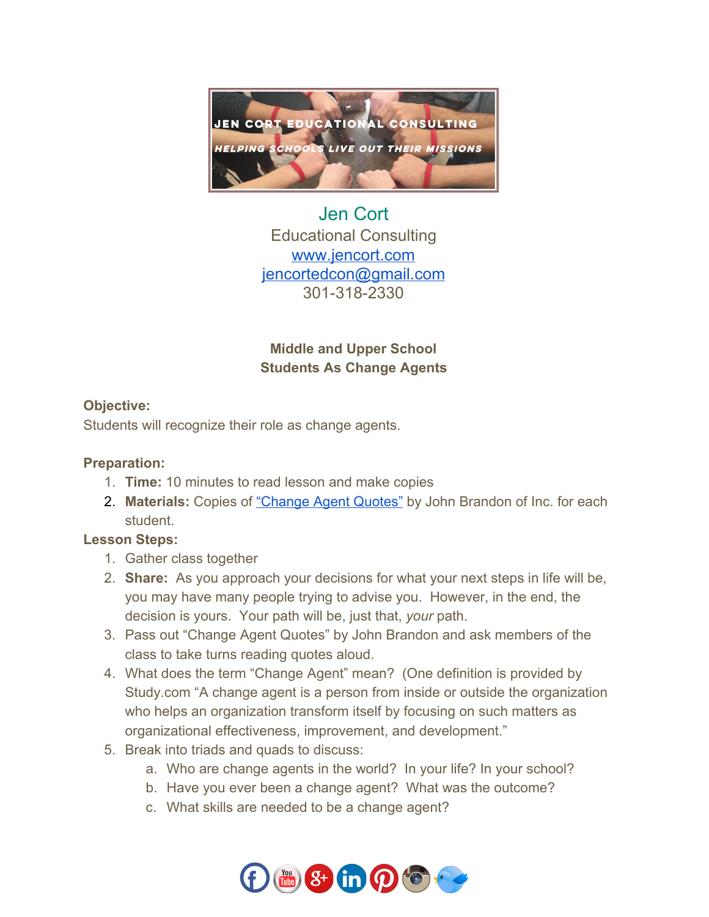JEN CORT EDUCATIONAL CONSULTING
HELPING SCHOOLS LIVE OUT THEIR MISSIONS

Jen Cort
Educational Consulting
www.jencort.com
jencortedcon@gmail.com
301-318-2330

**Middle and Upper School**
**Students As Change Agents**

**Objective:**
Students will recognize their role as change agents.

**Preparation:**

1. **Time:** 10 minutes to read lesson and make copies
2. **Materials:** Copies of "Change Agent Quotes" by John Brandon of Inc. for each student.

**Lesson Steps:**

1. Gather class together
2. **Share:** As you approach your decisions for what your next steps in life will be, you may have many people trying to advise you. However, in the end, the decision is yours. Your path will be, just that, *your* path.
3. Pass out "Change Agent Quotes" by John Brandon and ask members of the class to take turns reading quotes aloud.
4. What does the term "Change Agent" mean? (One definition is provided by Study.com "A change agent is a person from inside or outside the organization who helps an organization transform itself by focusing on such matters as organizational effectiveness, improvement, and development."
5. Break into triads and quads to discuss:
   a. Who are change agents in the world? In your life? In your school?
   b. Have you ever been a change agent? What was the outcome?
   c. What skills are needed to be a change agent?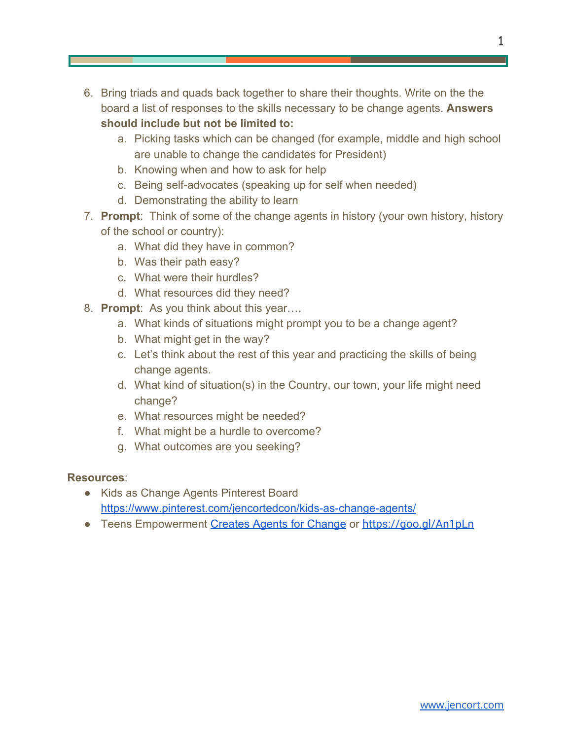6. Bring triads and quads back together to share their thoughts. Write on the the board a list of responses to the skills necessary to be change agents. **Answers should include but not be limited to:**
    a. Picking tasks which can be changed (for example, middle and high school are unable to change the candidates for President)
    b. Knowing when and how to ask for help
    c. Being self-advocates (speaking up for self when needed)
    d. Demonstrating the ability to learn
7. **Prompt**: Think of some of the change agents in history (your own history, history of the school or country):
    a. What did they have in common?
    b. Was their path easy?
    c. What were their hurdles?
    d. What resources did they need?
8. **Prompt**: As you think about this year….
    a. What kinds of situations might prompt you to be a change agent?
    b. What might get in the way?
    c. Let's think about the rest of this year and practicing the skills of being change agents.
    d. What kind of situation(s) in the Country, our town, your life might need change?
    e. What resources might be needed?
    f. What might be a hurdle to overcome?
    g. What outcomes are you seeking?

**Resources**:

- Kids as Change Agents Pinterest Board https://www.pinterest.com/jencortedcon/kids-as-change-agents/
- Teens Empowerment Creates Agents for Change or https://goo.gl/An1pLn